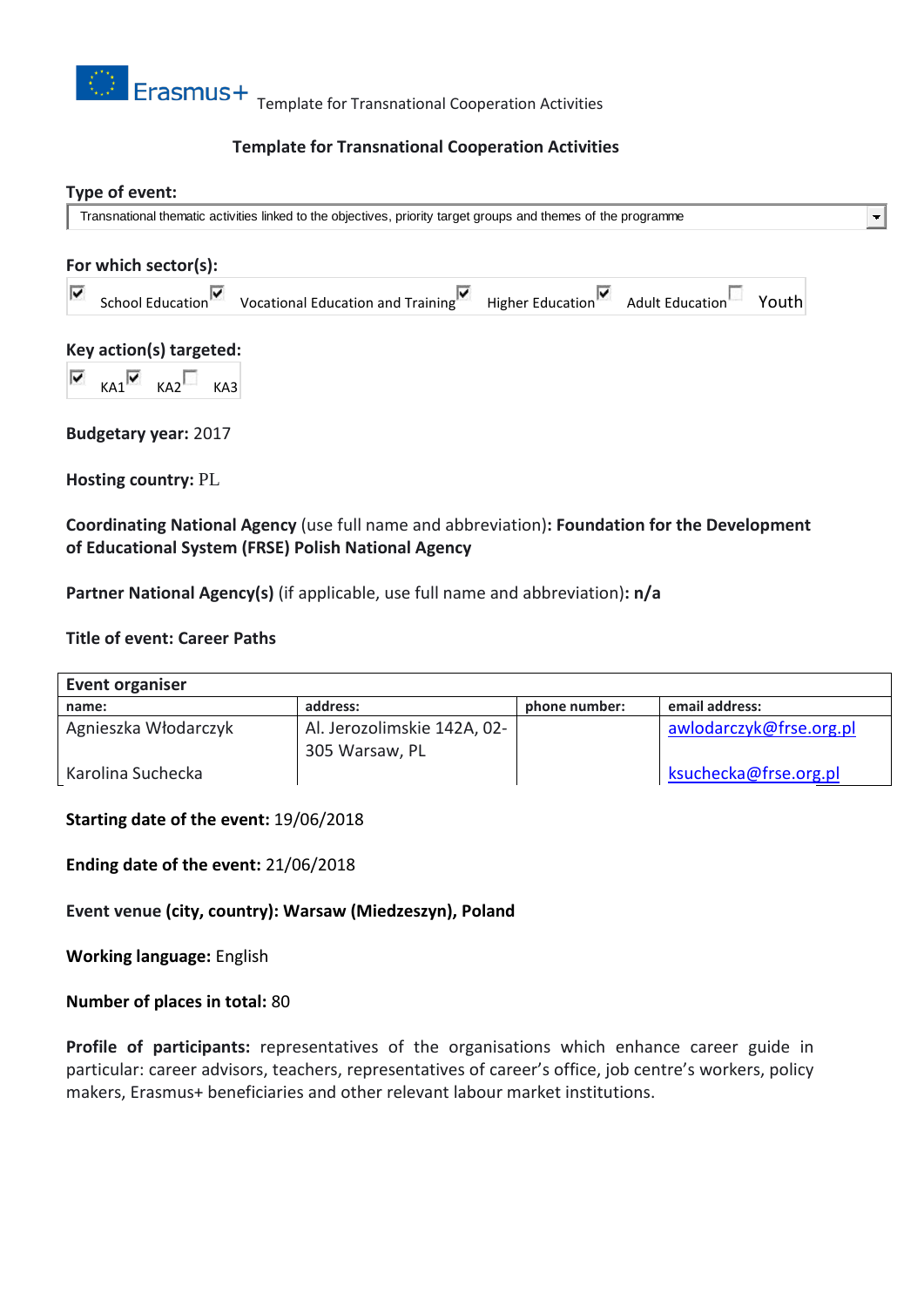Erasmus+ Template for Transnational Cooperation Activities

## Template for Transnational Cooperation Activities

**Type of event:**

Transnational thematic activities linked to the objectives, priority target groups and themes of the programme

**For which sector(s):**

☑ School Education ☑ Vocational Education and Training ☑ Higher Education ☑ Adult Education ☐ Youth

**Key action(s) targeted:**

☑ KA1 ☑ KA2 ☐ KA3

**Budgetary year:** 2017

**Hosting country:** PL

**Coordinating National Agency** (use full name and abbreviation)**: Foundation for the Development of Educational System (FRSE) Polish National Agency**

**Partner National Agency(s)** (if applicable, use full name and abbreviation)**: n/a**

**Title of event: Career Paths**

| **Event organiser** | | | |
|---|---|---|---|
| **name:** | **address:** | **phone number:** | **email address:** |
| Agnieszka Włodarczyk | Al. Jerozolimskie 142A, 02-305 Warsaw, PL | | awlodarczyk@frse.org.pl |
| Karolina Suchecka | | | ksuchecka@frse.org.pl |

**Starting date of the event:** 19/06/2018

**Ending date of the event:** 21/06/2018

**Event venue (city, country): Warsaw (Miedzeszyn), Poland**

**Working language:** English

**Number of places in total:** 80

**Profile of participants:** representatives of the organisations which enhance career guide in particular: career advisors, teachers, representatives of career's office, job centre's workers, policy makers, Erasmus+ beneficiaries and other relevant labour market institutions.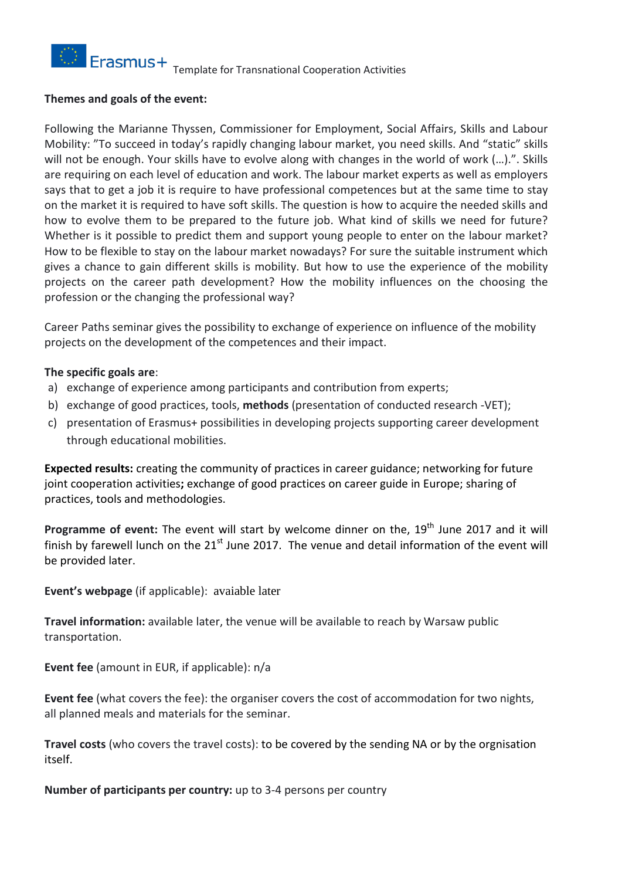**Themes and goals of the event:**

Following the Marianne Thyssen, Commissioner for Employment, Social Affairs, Skills and Labour Mobility: "To succeed in today's rapidly changing labour market, you need skills. And "static" skills will not be enough. Your skills have to evolve along with changes in the world of work (…).". Skills are requiring on each level of education and work. The labour market experts as well as employers says that to get a job it is require to have professional competences but at the same time to stay on the market it is required to have soft skills. The question is how to acquire the needed skills and how to evolve them to be prepared to the future job. What kind of skills we need for future? Whether is it possible to predict them and support young people to enter on the labour market? How to be flexible to stay on the labour market nowadays? For sure the suitable instrument which gives a chance to gain different skills is mobility. But how to use the experience of the mobility projects on the career path development? How the mobility influences on the choosing the profession or the changing the professional way?

Career Paths seminar gives the possibility to exchange of experience on influence of the mobility projects on the development of the competences and their impact.

**The specific goals are**:

a) exchange of experience among participants and contribution from experts;
b) exchange of good practices, tools, **methods** (presentation of conducted research -VET);
c) presentation of Erasmus+ possibilities in developing projects supporting career development through educational mobilities.

**Expected results:** creating the community of practices in career guidance; networking for future joint cooperation activities**;** exchange of good practices on career guide in Europe; sharing of practices, tools and methodologies.

**Programme of event:** The event will start by welcome dinner on the, 19th June 2017 and it will finish by farewell lunch on the 21st June 2017. The venue and detail information of the event will be provided later.

**Event's webpage** (if applicable): avaiable later

**Travel information:** available later, the venue will be available to reach by Warsaw public transportation.

**Event fee** (amount in EUR, if applicable): n/a

**Event fee** (what covers the fee): the organiser covers the cost of accommodation for two nights, all planned meals and materials for the seminar.

**Travel costs** (who covers the travel costs): to be covered by the sending NA or by the orgnisation itself.

**Number of participants per country:** up to 3-4 persons per country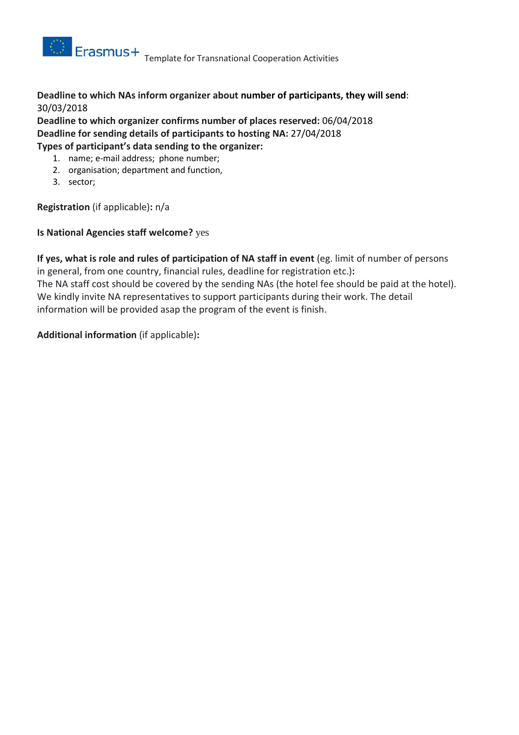**Deadline to which NAs inform organizer about number of participants, they will send**: 30/03/2018

**Deadline to which organizer confirms number of places reserved:** 06/04/2018

**Deadline for sending details of participants to hosting NA:** 27/04/2018

**Types of participant's data sending to the organizer:**

1. name; e-mail address; phone number;
2. organisation; department and function,
3. sector;

**Registration** (if applicable)**:** n/a

**Is National Agencies staff welcome?** yes

**If yes, what is role and rules of participation of NA staff in event** (eg. limit of number of persons in general, from one country, financial rules, deadline for registration etc.)**:**
The NA staff cost should be covered by the sending NAs (the hotel fee should be paid at the hotel). We kindly invite NA representatives to support participants during their work. The detail information will be provided asap the program of the event is finish.

**Additional information** (if applicable)**:**